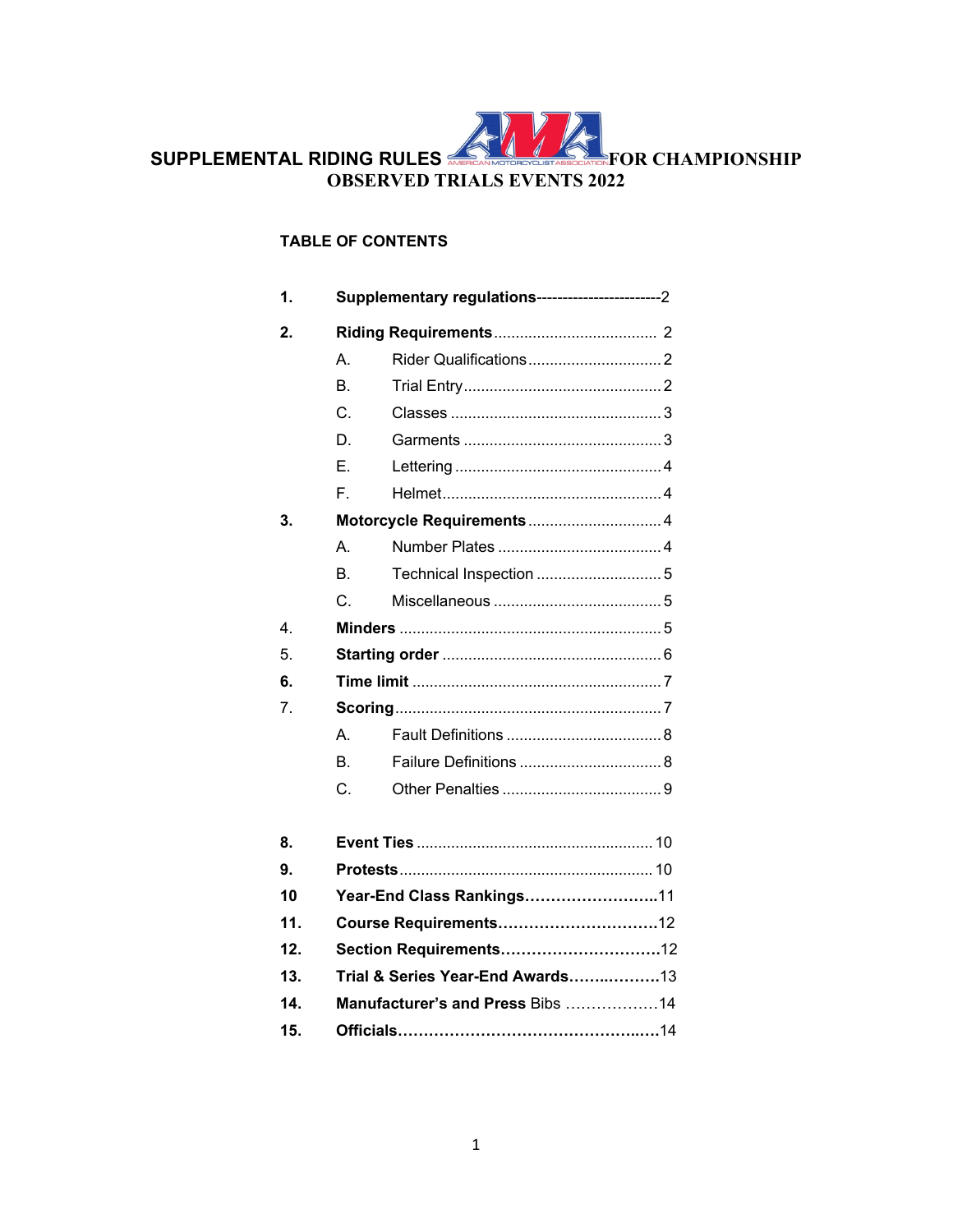# SUPPLEMENTAL RIDING RULES FOR CHAMPIONSHIP OBSERVED TRIALS EVENTS 2022

## TABLE OF CONTENTS

**1. Supplementary regulations**-----------------------2

**2. Riding Requirements** .................................... 2

- A. Rider Qualifications .............................. 2
- B. Trial Entry ............................................. 2
- C. Classes ................................................ 3
- D. Garments ............................................. 3
- E. Lettering ............................................... 4
- F. Helmet ................................................... 4

**3. Motorcycle Requirements** .............................. 4

- A. Number Plates ..................................... 4
- B. Technical Inspection ............................ 5
- C. Miscellaneous ...................................... 5

4. **Minders** ............................................................ 5

5. **Starting order** .................................................. 6

**6. Time limit** .......................................................... 7

7. **Scoring** ............................................................. 7

- A. Fault Definitions ................................... 8
- B. Failure Definitions ................................ 8
- C. Other Penalties .................................... 9

**8. Event Ties** ...................................................... 10

**9. Protests** .......................................................... 10

**10 Year-End Class Rankings**……………………..11

**11. Course Requirements**………………………….12

**12. Section Requirements**………………………….12

**13. Trial & Series Year-End Awards**…….………….13

**14. Manufacturer's and Press** Bibs ………………14

**15. Officials**……………………………………….….14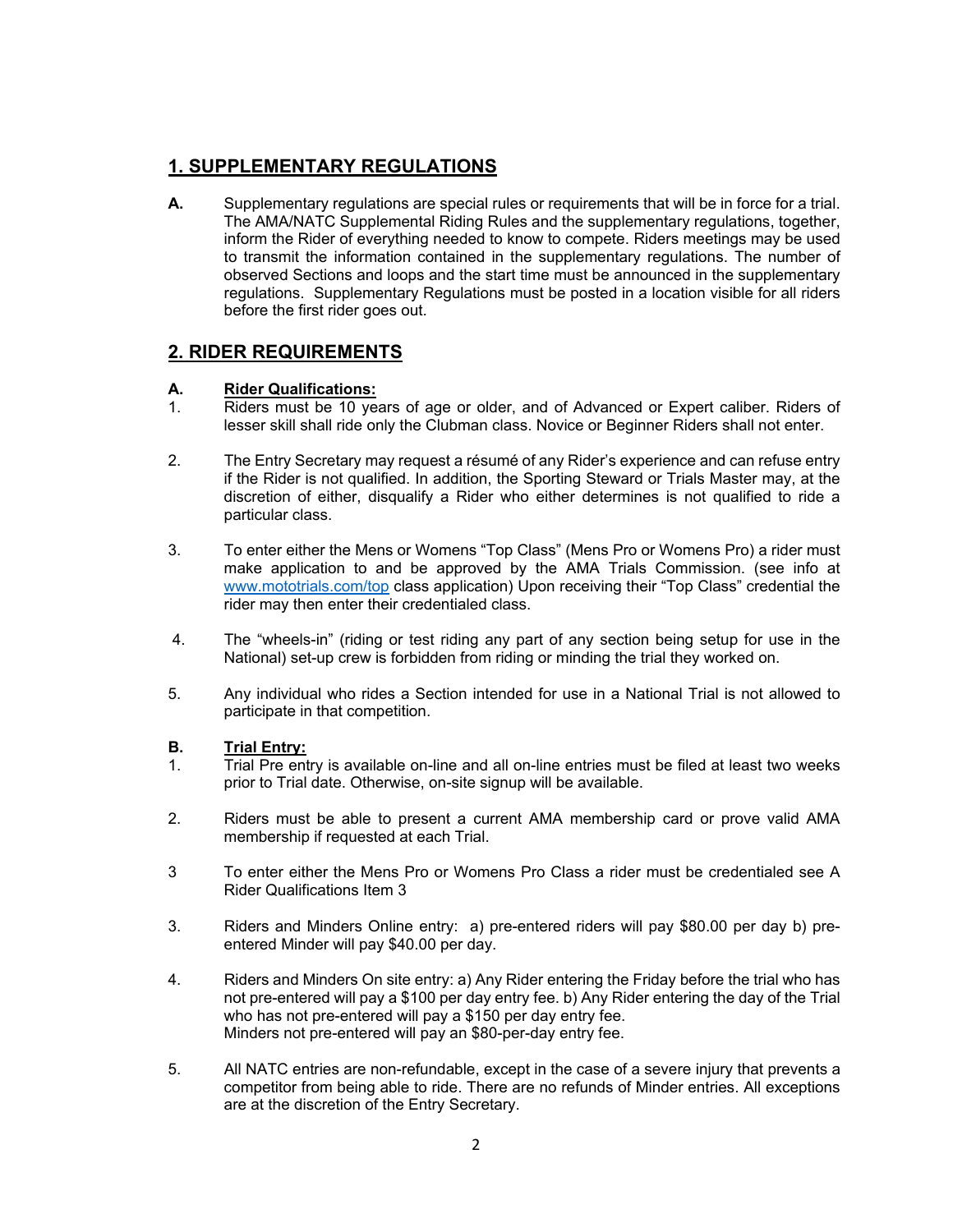## 1. SUPPLEMENTARY REGULATIONS

**A.** Supplementary regulations are special rules or requirements that will be in force for a trial. The AMA/NATC Supplemental Riding Rules and the supplementary regulations, together, inform the Rider of everything needed to know to compete. Riders meetings may be used to transmit the information contained in the supplementary regulations. The number of observed Sections and loops and the start time must be announced in the supplementary regulations. Supplementary Regulations must be posted in a location visible for all riders before the first rider goes out.

## 2. RIDER REQUIREMENTS

**A. Rider Qualifications:**

1. Riders must be 10 years of age or older, and of Advanced or Expert caliber. Riders of lesser skill shall ride only the Clubman class. Novice or Beginner Riders shall not enter.

2. The Entry Secretary may request a résumé of any Rider's experience and can refuse entry if the Rider is not qualified. In addition, the Sporting Steward or Trials Master may, at the discretion of either, disqualify a Rider who either determines is not qualified to ride a particular class.

3. To enter either the Mens or Womens "Top Class" (Mens Pro or Womens Pro) a rider must make application to and be approved by the AMA Trials Commission. (see info at [www.mototrials.com/top](www.mototrials.com/top) class application) Upon receiving their "Top Class" credential the rider may then enter their credentialed class.

4. The "wheels-in" (riding or test riding any part of any section being setup for use in the National) set-up crew is forbidden from riding or minding the trial they worked on.

5. Any individual who rides a Section intended for use in a National Trial is not allowed to participate in that competition.

**B. Trial Entry:**

1. Trial Pre entry is available on-line and all on-line entries must be filed at least two weeks prior to Trial date. Otherwise, on-site signup will be available.

2. Riders must be able to present a current AMA membership card or prove valid AMA membership if requested at each Trial.

3 To enter either the Mens Pro or Womens Pro Class a rider must be credentialed see A Rider Qualifications Item 3

3. Riders and Minders Online entry: a) pre-entered riders will pay $80.00 per day b) pre-entered Minder will pay $40.00 per day.

4. Riders and Minders On site entry: a) Any Rider entering the Friday before the trial who has not pre-entered will pay a $100 per day entry fee. b) Any Rider entering the day of the Trial who has not pre-entered will pay a $150 per day entry fee.
   Minders not pre-entered will pay an $80-per-day entry fee.

5. All NATC entries are non-refundable, except in the case of a severe injury that prevents a competitor from being able to ride. There are no refunds of Minder entries. All exceptions are at the discretion of the Entry Secretary.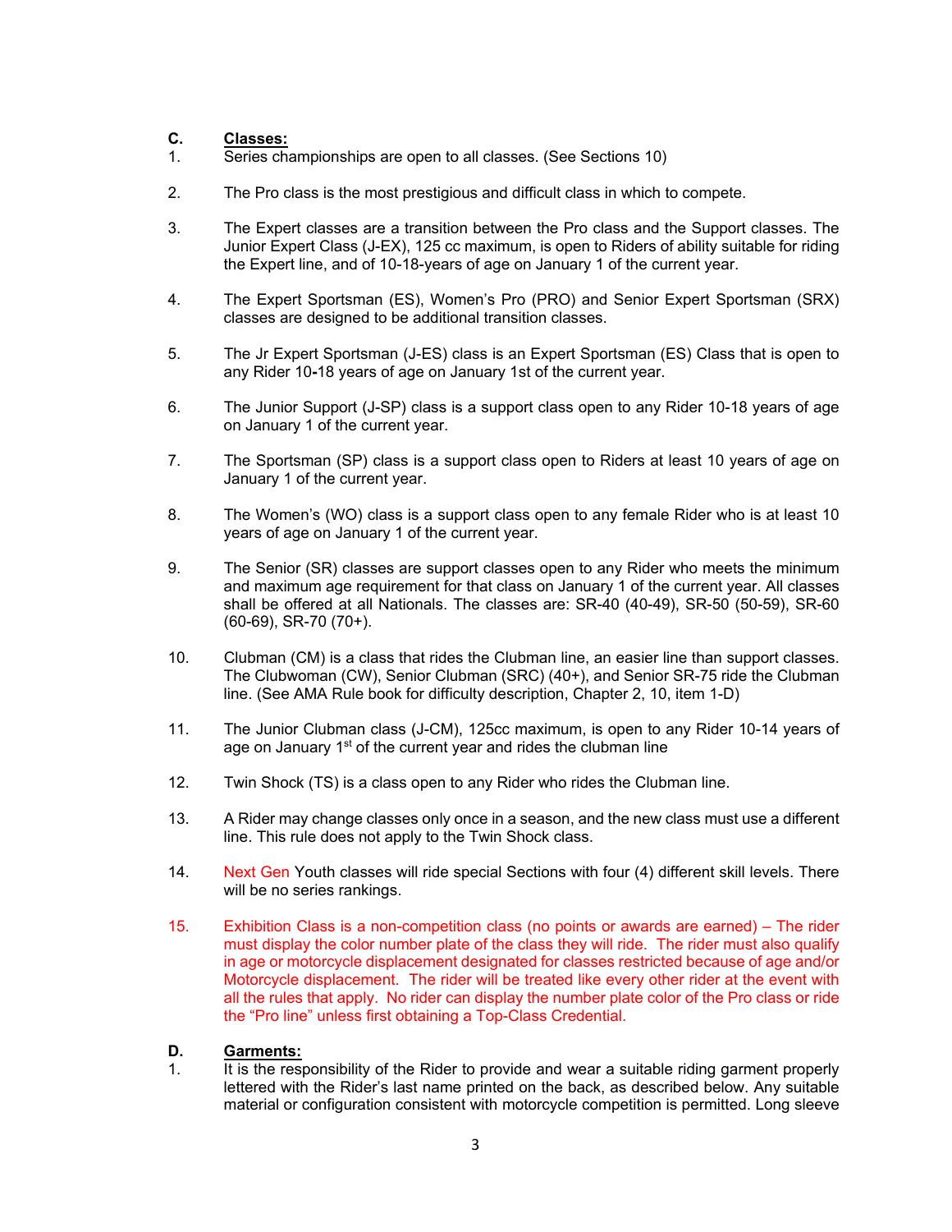**C. Classes:**

1. Series championships are open to all classes. (See Sections 10)

2. The Pro class is the most prestigious and difficult class in which to compete.

3. The Expert classes are a transition between the Pro class and the Support classes. The Junior Expert Class (J-EX), 125 cc maximum, is open to Riders of ability suitable for riding the Expert line, and of 10-18-years of age on January 1 of the current year.

4. The Expert Sportsman (ES), Women's Pro (PRO) and Senior Expert Sportsman (SRX) classes are designed to be additional transition classes.

5. The Jr Expert Sportsman (J-ES) class is an Expert Sportsman (ES) Class that is open to any Rider 10-18 years of age on January 1st of the current year.

6. The Junior Support (J-SP) class is a support class open to any Rider 10-18 years of age on January 1 of the current year.

7. The Sportsman (SP) class is a support class open to Riders at least 10 years of age on January 1 of the current year.

8. The Women's (WO) class is a support class open to any female Rider who is at least 10 years of age on January 1 of the current year.

9. The Senior (SR) classes are support classes open to any Rider who meets the minimum and maximum age requirement for that class on January 1 of the current year. All classes shall be offered at all Nationals. The classes are: SR-40 (40-49), SR-50 (50-59), SR-60 (60-69), SR-70 (70+).

10. Clubman (CM) is a class that rides the Clubman line, an easier line than support classes. The Clubwoman (CW), Senior Clubman (SRC) (40+), and Senior SR-75 ride the Clubman line. (See AMA Rule book for difficulty description, Chapter 2, 10, item 1-D)

11. The Junior Clubman class (J-CM), 125cc maximum, is open to any Rider 10-14 years of age on January 1st of the current year and rides the clubman line

12. Twin Shock (TS) is a class open to any Rider who rides the Clubman line.

13. A Rider may change classes only once in a season, and the new class must use a different line. This rule does not apply to the Twin Shock class.

14. Next Gen Youth classes will ride special Sections with four (4) different skill levels. There will be no series rankings.

15. Exhibition Class is a non-competition class (no points or awards are earned) – The rider must display the color number plate of the class they will ride. The rider must also qualify in age or motorcycle displacement designated for classes restricted because of age and/or Motorcycle displacement. The rider will be treated like every other rider at the event with all the rules that apply. No rider can display the number plate color of the Pro class or ride the "Pro line" unless first obtaining a Top-Class Credential.

**D. Garments:**

1. It is the responsibility of the Rider to provide and wear a suitable riding garment properly lettered with the Rider's last name printed on the back, as described below. Any suitable material or configuration consistent with motorcycle competition is permitted. Long sleeve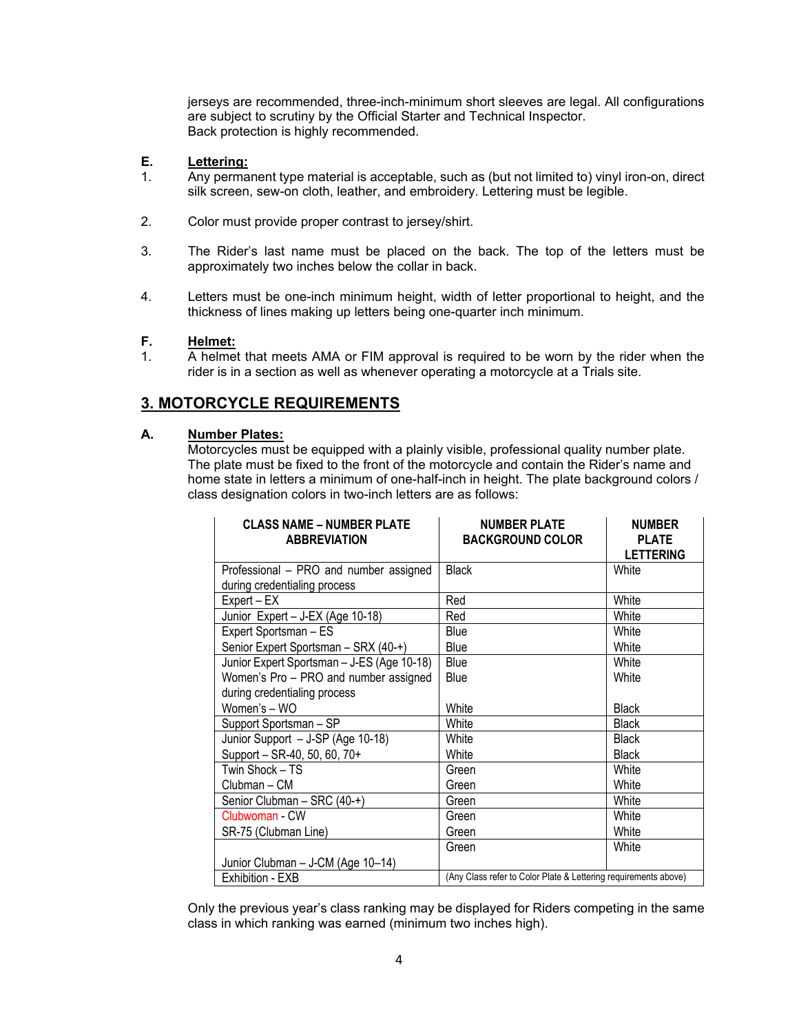jerseys are recommended, three-inch-minimum short sleeves are legal. All configurations are subject to scrutiny by the Official Starter and Technical Inspector.
Back protection is highly recommended.

**E.** **Lettering:**

1. Any permanent type material is acceptable, such as (but not limited to) vinyl iron-on, direct silk screen, sew-on cloth, leather, and embroidery. Lettering must be legible.

2. Color must provide proper contrast to jersey/shirt.

3. The Rider's last name must be placed on the back. The top of the letters must be approximately two inches below the collar in back.

4. Letters must be one-inch minimum height, width of letter proportional to height, and the thickness of lines making up letters being one-quarter inch minimum.

**F.** **Helmet:**

1. A helmet that meets AMA or FIM approval is required to be worn by the rider when the rider is in a section as well as whenever operating a motorcycle at a Trials site.

## 3. MOTORCYCLE REQUIREMENTS

**A.** **Number Plates:**

Motorcycles must be equipped with a plainly visible, professional quality number plate. The plate must be fixed to the front of the motorcycle and contain the Rider's name and home state in letters a minimum of one-half-inch in height. The plate background colors / class designation colors in two-inch letters are as follows:

| CLASS NAME – NUMBER PLATE ABBREVIATION | NUMBER PLATE BACKGROUND COLOR | NUMBER PLATE LETTERING |
|---|---|---|
| Professional – PRO and number assigned during credentialing process | Black | White |
| Expert – EX | Red | White |
| Junior Expert – J-EX (Age 10-18) | Red | White |
| Expert Sportsman – ES | Blue | White |
| Senior Expert Sportsman – SRX (40-+) | Blue | White |
| Junior Expert Sportsman – J-ES (Age 10-18) | Blue | White |
| Women's Pro – PRO and number assigned during credentialing process | Blue | White |
| Women's – WO | White | Black |
| Support Sportsman – SP | White | Black |
| Junior Support – J-SP (Age 10-18) | White | Black |
| Support – SR-40, 50, 60, 70+ | White | Black |
| Twin Shock – TS | Green | White |
| Clubman – CM | Green | White |
| Senior Clubman – SRC (40-+) | Green | White |
| Clubwoman - CW | Green | White |
| SR-75 (Clubman Line) | Green | White |
| Junior Clubman – J-CM (Age 10–14) | Green | White |
| Exhibition - EXB | (Any Class refer to Color Plate & Lettering requirements above) | |

Only the previous year's class ranking may be displayed for Riders competing in the same class in which ranking was earned (minimum two inches high).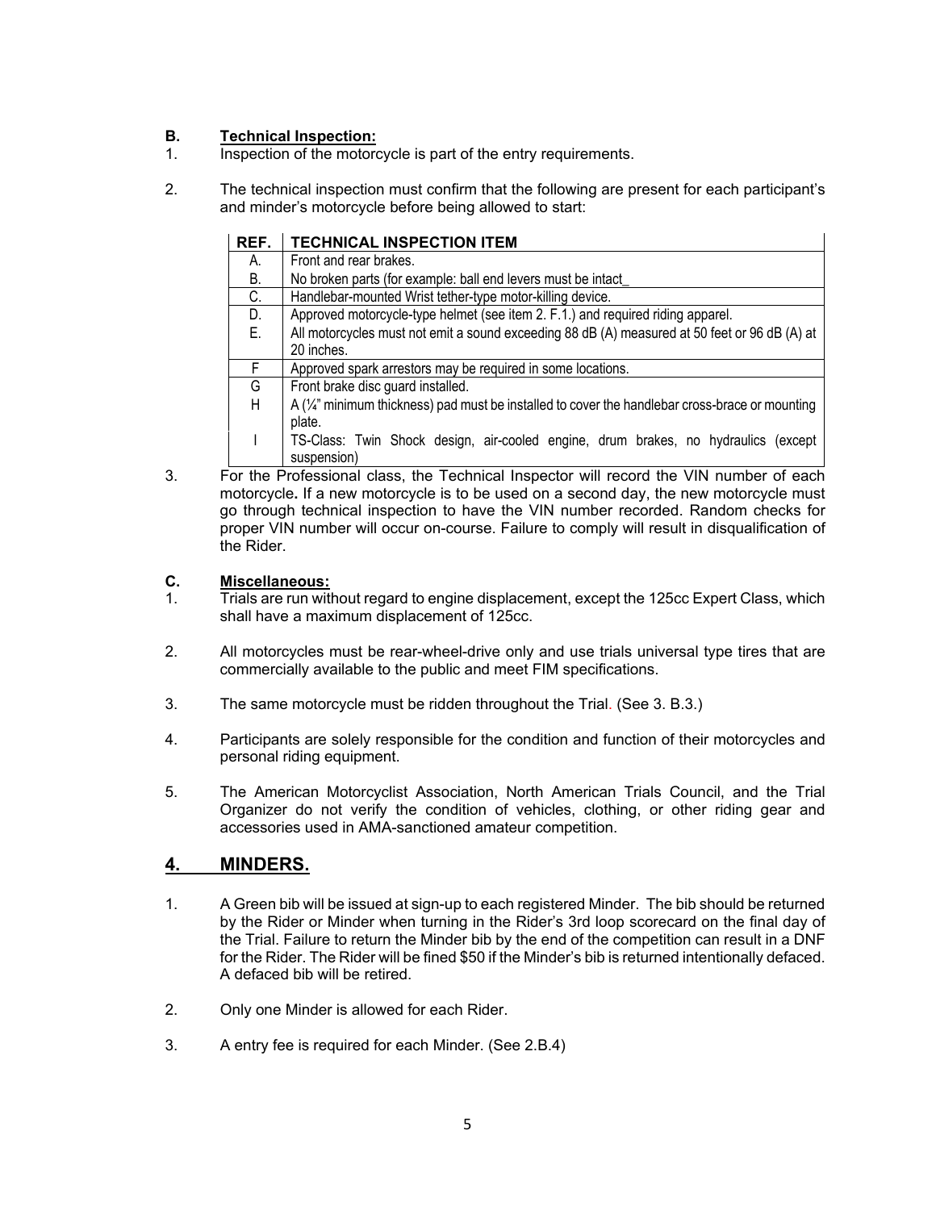**B. Technical Inspection:**

1. Inspection of the motorcycle is part of the entry requirements.

2. The technical inspection must confirm that the following are present for each participant's and minder's motorcycle before being allowed to start:

| REF. | TECHNICAL INSPECTION ITEM |
|---|---|
| A. | Front and rear brakes. |
| B. | No broken parts (for example: ball end levers must be intact_ |
| C. | Handlebar-mounted Wrist tether-type motor-killing device. |
| D. | Approved motorcycle-type helmet (see item 2. F.1.) and required riding apparel. |
| E. | All motorcycles must not emit a sound exceeding 88 dB (A) measured at 50 feet or 96 dB (A) at 20 inches. |
| F | Approved spark arrestors may be required in some locations. |
| G | Front brake disc guard installed. |
| H | A (¼" minimum thickness) pad must be installed to cover the handlebar cross-brace or mounting plate. |
| I | TS-Class: Twin Shock design, air-cooled engine, drum brakes, no hydraulics (except suspension) |

3. For the Professional class, the Technical Inspector will record the VIN number of each motorcycle**.** If a new motorcycle is to be used on a second day, the new motorcycle must go through technical inspection to have the VIN number recorded. Random checks for proper VIN number will occur on-course. Failure to comply will result in disqualification of the Rider.

**C. Miscellaneous:**

1. Trials are run without regard to engine displacement, except the 125cc Expert Class, which shall have a maximum displacement of 125cc.

2. All motorcycles must be rear-wheel-drive only and use trials universal type tires that are commercially available to the public and meet FIM specifications.

3. The same motorcycle must be ridden throughout the Trial. (See 3. B.3.)

4. Participants are solely responsible for the condition and function of their motorcycles and personal riding equipment.

5. The American Motorcyclist Association, North American Trials Council, and the Trial Organizer do not verify the condition of vehicles, clothing, or other riding gear and accessories used in AMA-sanctioned amateur competition.

## 4. MINDERS.

1. A Green bib will be issued at sign-up to each registered Minder. The bib should be returned by the Rider or Minder when turning in the Rider's 3rd loop scorecard on the final day of the Trial. Failure to return the Minder bib by the end of the competition can result in a DNF for the Rider. The Rider will be fined $50 if the Minder's bib is returned intentionally defaced. A defaced bib will be retired.

2. Only one Minder is allowed for each Rider.

3. A entry fee is required for each Minder. (See 2.B.4)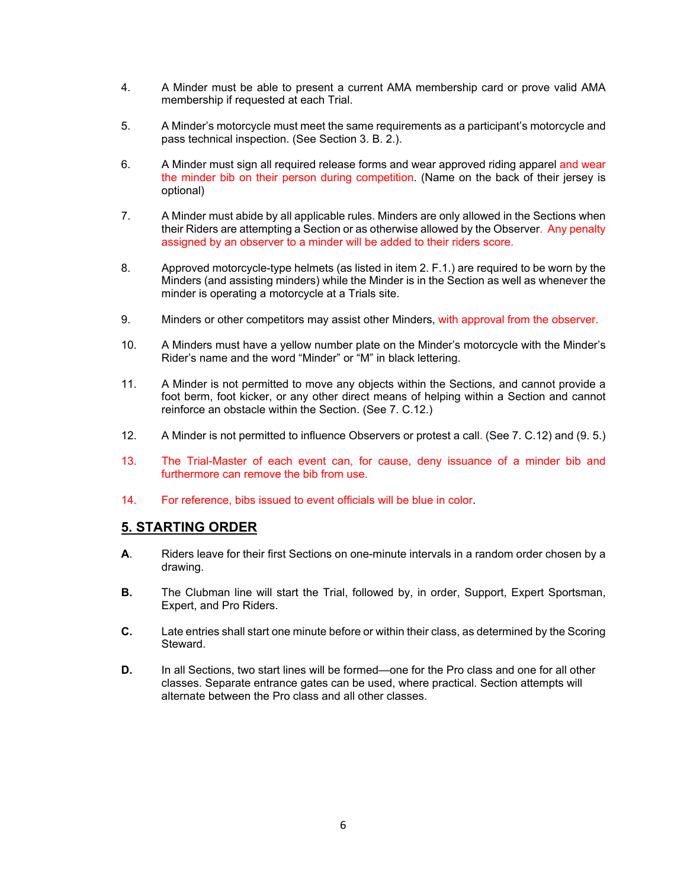4. A Minder must be able to present a current AMA membership card or prove valid AMA membership if requested at each Trial.

5. A Minder's motorcycle must meet the same requirements as a participant's motorcycle and pass technical inspection. (See Section 3. B. 2.).

6. A Minder must sign all required release forms and wear approved riding apparel and wear the minder bib on their person during competition. (Name on the back of their jersey is optional)

7. A Minder must abide by all applicable rules. Minders are only allowed in the Sections when their Riders are attempting a Section or as otherwise allowed by the Observer. Any penalty assigned by an observer to a minder will be added to their riders score.

8. Approved motorcycle-type helmets (as listed in item 2. F.1.) are required to be worn by the Minders (and assisting minders) while the Minder is in the Section as well as whenever the minder is operating a motorcycle at a Trials site.

9. Minders or other competitors may assist other Minders, with approval from the observer.

10. A Minders must have a yellow number plate on the Minder's motorcycle with the Minder's Rider's name and the word "Minder" or "M" in black lettering.

11. A Minder is not permitted to move any objects within the Sections, and cannot provide a foot berm, foot kicker, or any other direct means of helping within a Section and cannot reinforce an obstacle within the Section. (See 7. C.12.)

12. A Minder is not permitted to influence Observers or protest a call. (See 7. C.12) and (9. 5.)

13. The Trial-Master of each event can, for cause, deny issuance of a minder bib and furthermore can remove the bib from use.

14. For reference, bibs issued to event officials will be blue in color.

## 5. STARTING ORDER

**A.** Riders leave for their first Sections on one-minute intervals in a random order chosen by a drawing.

**B.** The Clubman line will start the Trial, followed by, in order, Support, Expert Sportsman, Expert, and Pro Riders.

**C.** Late entries shall start one minute before or within their class, as determined by the Scoring Steward.

**D.** In all Sections, two start lines will be formed—one for the Pro class and one for all other classes. Separate entrance gates can be used, where practical. Section attempts will alternate between the Pro class and all other classes.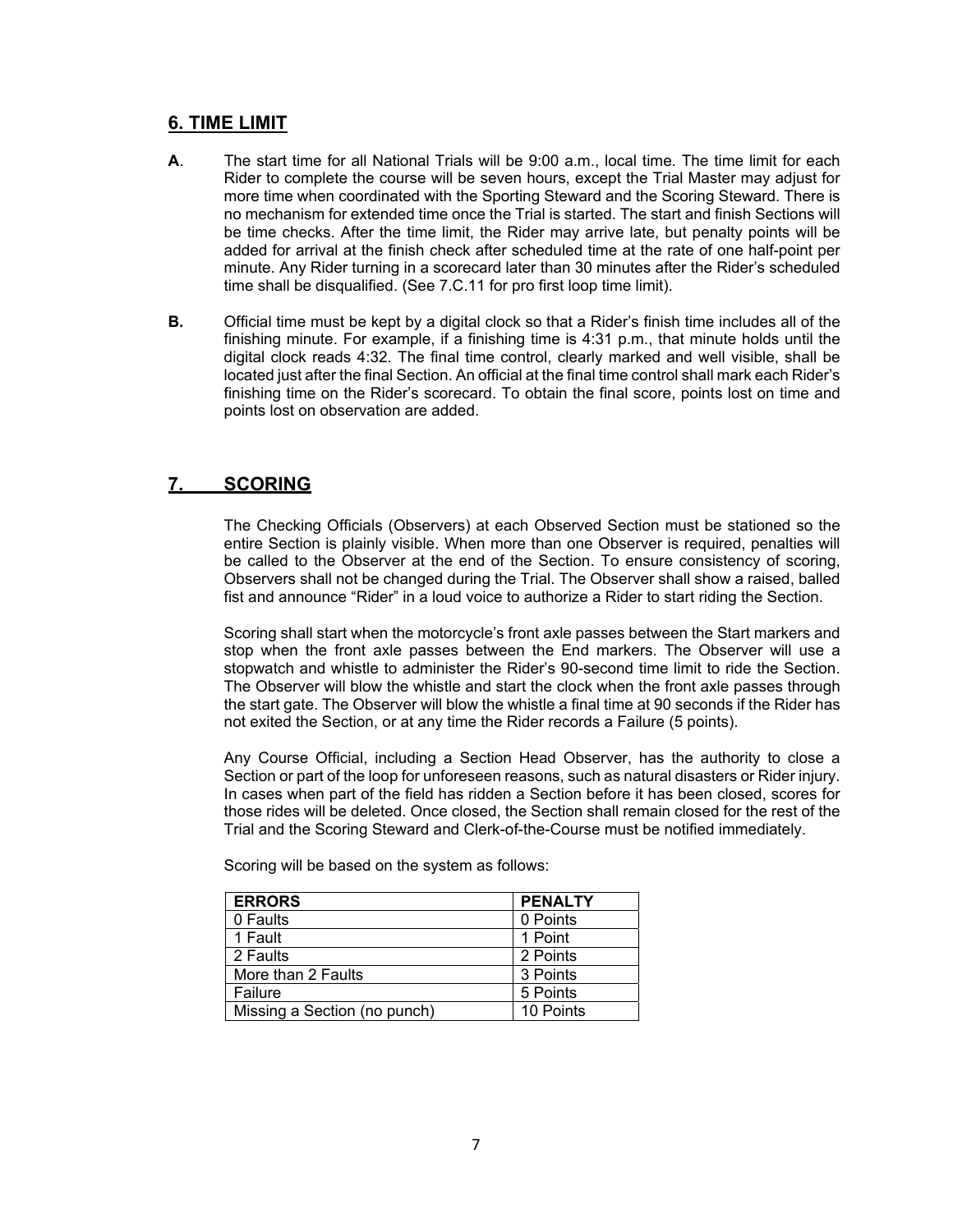## 6. TIME LIMIT

**A**. The start time for all National Trials will be 9:00 a.m., local time. The time limit for each Rider to complete the course will be seven hours, except the Trial Master may adjust for more time when coordinated with the Sporting Steward and the Scoring Steward. There is no mechanism for extended time once the Trial is started. The start and finish Sections will be time checks. After the time limit, the Rider may arrive late, but penalty points will be added for arrival at the finish check after scheduled time at the rate of one half-point per minute. Any Rider turning in a scorecard later than 30 minutes after the Rider's scheduled time shall be disqualified. (See 7.C.11 for pro first loop time limit).

**B.** Official time must be kept by a digital clock so that a Rider's finish time includes all of the finishing minute. For example, if a finishing time is 4:31 p.m., that minute holds until the digital clock reads 4:32. The final time control, clearly marked and well visible, shall be located just after the final Section. An official at the final time control shall mark each Rider's finishing time on the Rider's scorecard. To obtain the final score, points lost on time and points lost on observation are added.

## 7. SCORING

The Checking Officials (Observers) at each Observed Section must be stationed so the entire Section is plainly visible. When more than one Observer is required, penalties will be called to the Observer at the end of the Section. To ensure consistency of scoring, Observers shall not be changed during the Trial. The Observer shall show a raised, balled fist and announce "Rider" in a loud voice to authorize a Rider to start riding the Section.

Scoring shall start when the motorcycle's front axle passes between the Start markers and stop when the front axle passes between the End markers. The Observer will use a stopwatch and whistle to administer the Rider's 90-second time limit to ride the Section. The Observer will blow the whistle and start the clock when the front axle passes through the start gate. The Observer will blow the whistle a final time at 90 seconds if the Rider has not exited the Section, or at any time the Rider records a Failure (5 points).

Any Course Official, including a Section Head Observer, has the authority to close a Section or part of the loop for unforeseen reasons, such as natural disasters or Rider injury. In cases when part of the field has ridden a Section before it has been closed, scores for those rides will be deleted. Once closed, the Section shall remain closed for the rest of the Trial and the Scoring Steward and Clerk-of-the-Course must be notified immediately.

Scoring will be based on the system as follows:

| ERRORS | PENALTY |
|---|---|
| 0 Faults | 0 Points |
| 1 Fault | 1 Point |
| 2 Faults | 2 Points |
| More than 2 Faults | 3 Points |
| Failure | 5 Points |
| Missing a Section (no punch) | 10 Points |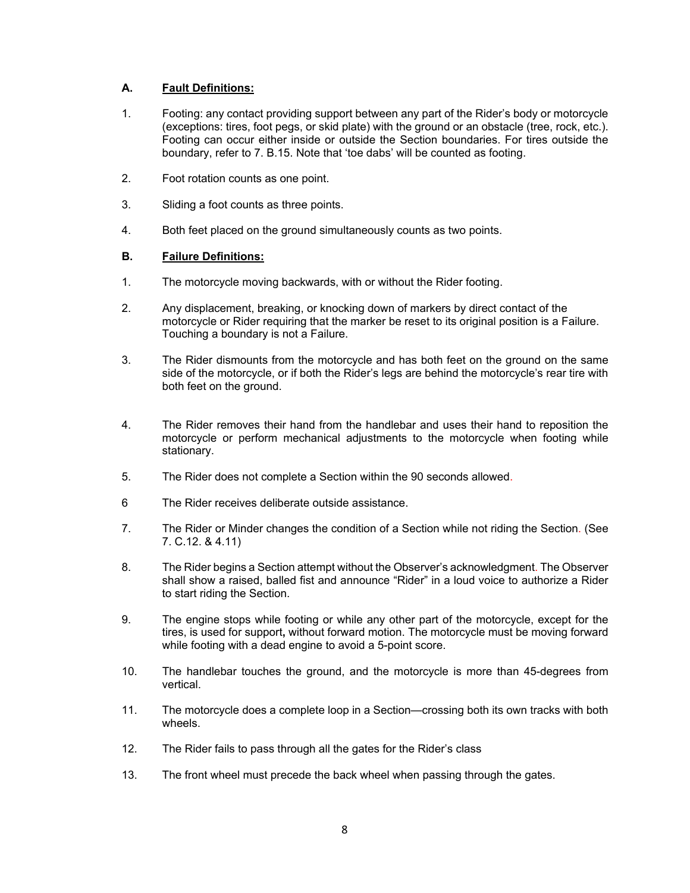### A. <u>Fault Definitions:</u>

1. Footing: any contact providing support between any part of the Rider's body or motorcycle (exceptions: tires, foot pegs, or skid plate) with the ground or an obstacle (tree, rock, etc.). Footing can occur either inside or outside the Section boundaries. For tires outside the boundary, refer to 7. B.15. Note that 'toe dabs' will be counted as footing.

2. Foot rotation counts as one point.

3. Sliding a foot counts as three points.

4. Both feet placed on the ground simultaneously counts as two points.

### B. <u>Failure Definitions:</u>

1. The motorcycle moving backwards, with or without the Rider footing.

2. Any displacement, breaking, or knocking down of markers by direct contact of the motorcycle or Rider requiring that the marker be reset to its original position is a Failure. Touching a boundary is not a Failure.

3. The Rider dismounts from the motorcycle and has both feet on the ground on the same side of the motorcycle, or if both the Rider's legs are behind the motorcycle's rear tire with both feet on the ground.

4. The Rider removes their hand from the handlebar and uses their hand to reposition the motorcycle or perform mechanical adjustments to the motorcycle when footing while stationary.

5. The Rider does not complete a Section within the 90 seconds allowed.

6 The Rider receives deliberate outside assistance.

7. The Rider or Minder changes the condition of a Section while not riding the Section. (See 7. C.12. & 4.11)

8. The Rider begins a Section attempt without the Observer's acknowledgment. The Observer shall show a raised, balled fist and announce "Rider" in a loud voice to authorize a Rider to start riding the Section.

9. The engine stops while footing or while any other part of the motorcycle, except for the tires, is used for support**,** without forward motion. The motorcycle must be moving forward while footing with a dead engine to avoid a 5-point score.

10. The handlebar touches the ground, and the motorcycle is more than 45-degrees from vertical.

11. The motorcycle does a complete loop in a Section—crossing both its own tracks with both wheels.

12. The Rider fails to pass through all the gates for the Rider's class

13. The front wheel must precede the back wheel when passing through the gates.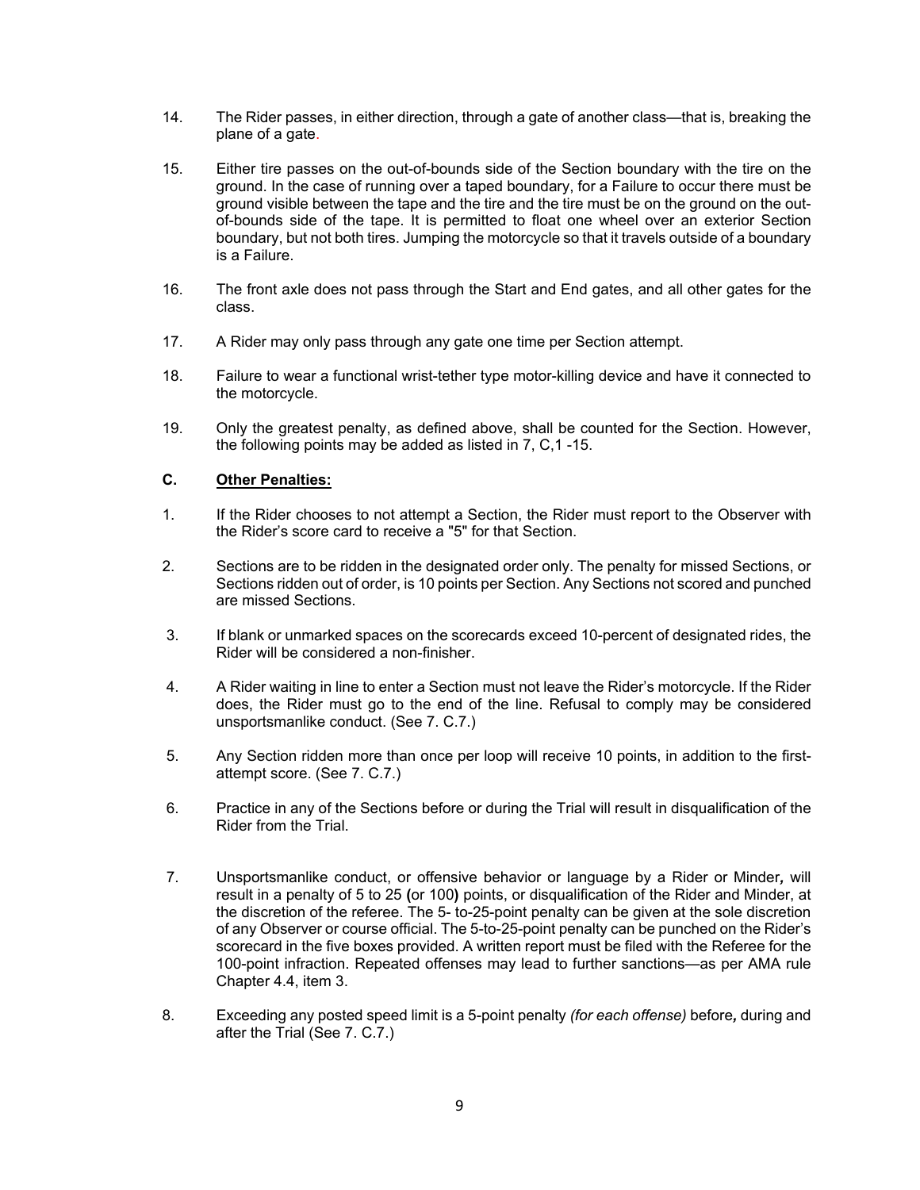14. The Rider passes, in either direction, through a gate of another class—that is, breaking the plane of a gate.

15. Either tire passes on the out-of-bounds side of the Section boundary with the tire on the ground. In the case of running over a taped boundary, for a Failure to occur there must be ground visible between the tape and the tire and the tire must be on the ground on the out-of-bounds side of the tape. It is permitted to float one wheel over an exterior Section boundary, but not both tires. Jumping the motorcycle so that it travels outside of a boundary is a Failure.

16. The front axle does not pass through the Start and End gates, and all other gates for the class.

17. A Rider may only pass through any gate one time per Section attempt.

18. Failure to wear a functional wrist-tether type motor-killing device and have it connected to the motorcycle.

19. Only the greatest penalty, as defined above, shall be counted for the Section. However, the following points may be added as listed in 7, C,1 -15.

### C. Other Penalties:

1. If the Rider chooses to not attempt a Section, the Rider must report to the Observer with the Rider's score card to receive a "5" for that Section.

2. Sections are to be ridden in the designated order only. The penalty for missed Sections, or Sections ridden out of order, is 10 points per Section. Any Sections not scored and punched are missed Sections.

3. If blank or unmarked spaces on the scorecards exceed 10-percent of designated rides, the Rider will be considered a non-finisher.

4. A Rider waiting in line to enter a Section must not leave the Rider's motorcycle. If the Rider does, the Rider must go to the end of the line. Refusal to comply may be considered unsportsmanlike conduct. (See 7. C.7.)

5. Any Section ridden more than once per loop will receive 10 points, in addition to the first-attempt score. (See 7. C.7.)

6. Practice in any of the Sections before or during the Trial will result in disqualification of the Rider from the Trial.

7. Unsportsmanlike conduct, or offensive behavior or language by a Rider or Minder**,** will result in a penalty of 5 to 25 **(**or 100**)** points, or disqualification of the Rider and Minder, at the discretion of the referee. The 5- to-25-point penalty can be given at the sole discretion of any Observer or course official. The 5-to-25-point penalty can be punched on the Rider's scorecard in the five boxes provided. A written report must be filed with the Referee for the 100-point infraction. Repeated offenses may lead to further sanctions—as per AMA rule Chapter 4.4, item 3.

8. Exceeding any posted speed limit is a 5-point penalty *(for each offense)* before**,** during and after the Trial (See 7. C.7.)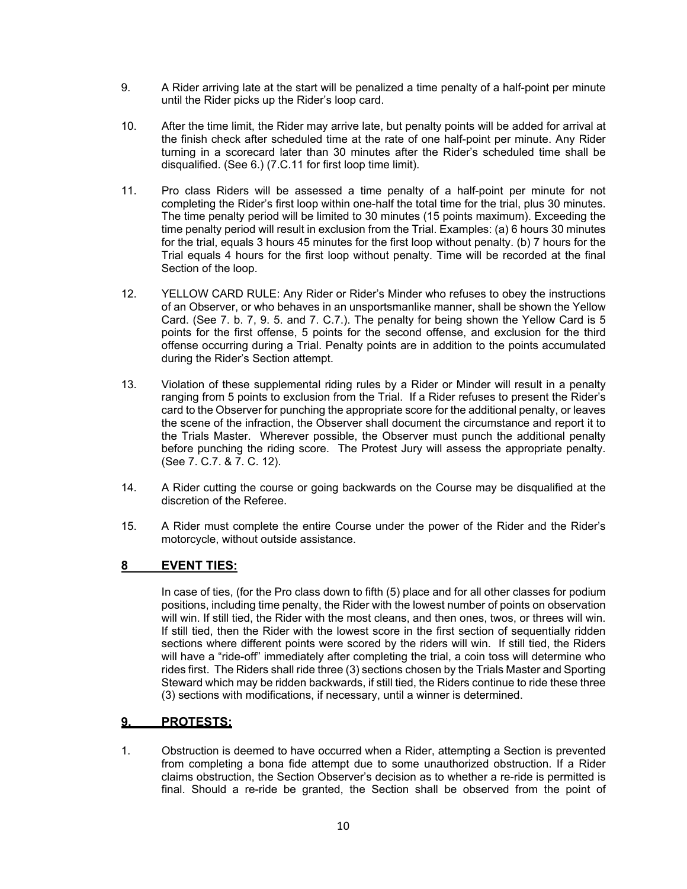9. A Rider arriving late at the start will be penalized a time penalty of a half-point per minute until the Rider picks up the Rider's loop card.

10. After the time limit, the Rider may arrive late, but penalty points will be added for arrival at the finish check after scheduled time at the rate of one half-point per minute. Any Rider turning in a scorecard later than 30 minutes after the Rider's scheduled time shall be disqualified. (See 6.) (7.C.11 for first loop time limit).

11. Pro class Riders will be assessed a time penalty of a half-point per minute for not completing the Rider's first loop within one-half the total time for the trial, plus 30 minutes. The time penalty period will be limited to 30 minutes (15 points maximum). Exceeding the time penalty period will result in exclusion from the Trial. Examples: (a) 6 hours 30 minutes for the trial, equals 3 hours 45 minutes for the first loop without penalty. (b) 7 hours for the Trial equals 4 hours for the first loop without penalty. Time will be recorded at the final Section of the loop.

12. YELLOW CARD RULE: Any Rider or Rider's Minder who refuses to obey the instructions of an Observer, or who behaves in an unsportsmanlike manner, shall be shown the Yellow Card. (See 7. b. 7, 9. 5. and 7. C.7.). The penalty for being shown the Yellow Card is 5 points for the first offense, 5 points for the second offense, and exclusion for the third offense occurring during a Trial. Penalty points are in addition to the points accumulated during the Rider's Section attempt.

13. Violation of these supplemental riding rules by a Rider or Minder will result in a penalty ranging from 5 points to exclusion from the Trial. If a Rider refuses to present the Rider's card to the Observer for punching the appropriate score for the additional penalty, or leaves the scene of the infraction, the Observer shall document the circumstance and report it to the Trials Master. Wherever possible, the Observer must punch the additional penalty before punching the riding score. The Protest Jury will assess the appropriate penalty. (See 7. C.7. & 7. C. 12).

14. A Rider cutting the course or going backwards on the Course may be disqualified at the discretion of the Referee.

15. A Rider must complete the entire Course under the power of the Rider and the Rider's motorcycle, without outside assistance.

## 8 EVENT TIES:

In case of ties, (for the Pro class down to fifth (5) place and for all other classes for podium positions, including time penalty, the Rider with the lowest number of points on observation will win. If still tied, the Rider with the most cleans, and then ones, twos, or threes will win. If still tied, then the Rider with the lowest score in the first section of sequentially ridden sections where different points were scored by the riders will win. If still tied, the Riders will have a "ride-off" immediately after completing the trial, a coin toss will determine who rides first. The Riders shall ride three (3) sections chosen by the Trials Master and Sporting Steward which may be ridden backwards, if still tied, the Riders continue to ride these three (3) sections with modifications, if necessary, until a winner is determined.

## 9. PROTESTS:

1. Obstruction is deemed to have occurred when a Rider, attempting a Section is prevented from completing a bona fide attempt due to some unauthorized obstruction. If a Rider claims obstruction, the Section Observer's decision as to whether a re-ride is permitted is final. Should a re-ride be granted, the Section shall be observed from the point of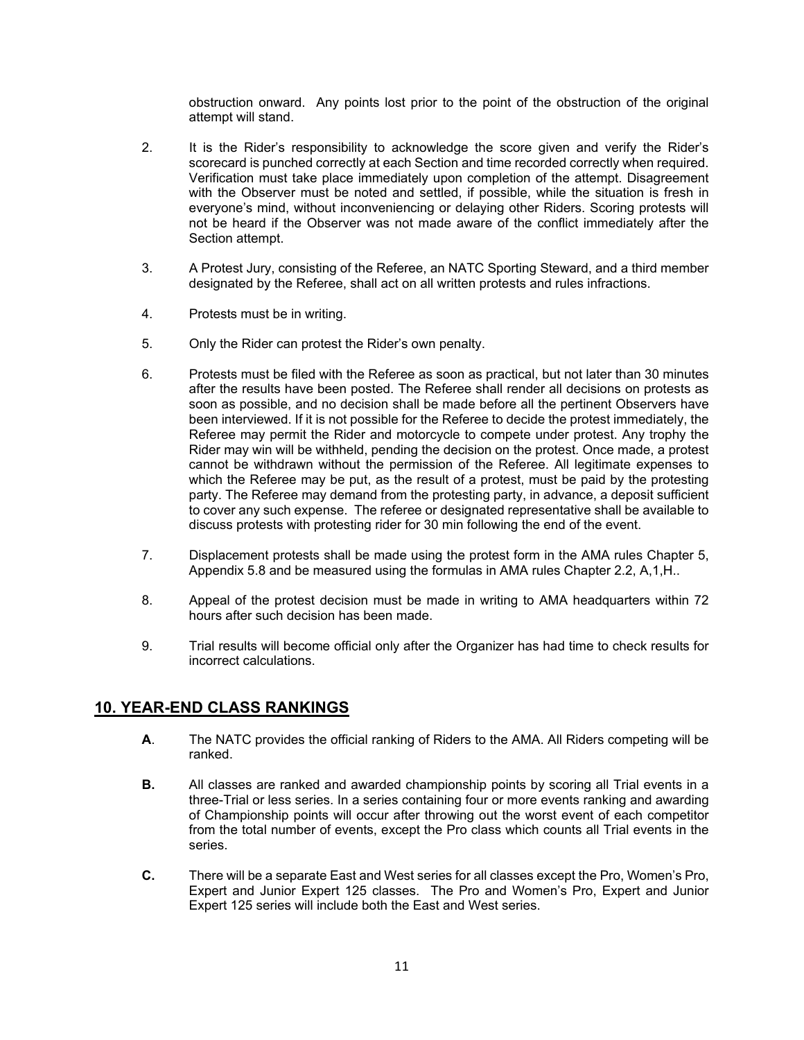obstruction onward. Any points lost prior to the point of the obstruction of the original attempt will stand.

2. It is the Rider's responsibility to acknowledge the score given and verify the Rider's scorecard is punched correctly at each Section and time recorded correctly when required. Verification must take place immediately upon completion of the attempt. Disagreement with the Observer must be noted and settled, if possible, while the situation is fresh in everyone's mind, without inconveniencing or delaying other Riders. Scoring protests will not be heard if the Observer was not made aware of the conflict immediately after the Section attempt.

3. A Protest Jury, consisting of the Referee, an NATC Sporting Steward, and a third member designated by the Referee, shall act on all written protests and rules infractions.

4. Protests must be in writing.

5. Only the Rider can protest the Rider's own penalty.

6. Protests must be filed with the Referee as soon as practical, but not later than 30 minutes after the results have been posted. The Referee shall render all decisions on protests as soon as possible, and no decision shall be made before all the pertinent Observers have been interviewed. If it is not possible for the Referee to decide the protest immediately, the Referee may permit the Rider and motorcycle to compete under protest. Any trophy the Rider may win will be withheld, pending the decision on the protest. Once made, a protest cannot be withdrawn without the permission of the Referee. All legitimate expenses to which the Referee may be put, as the result of a protest, must be paid by the protesting party. The Referee may demand from the protesting party, in advance, a deposit sufficient to cover any such expense. The referee or designated representative shall be available to discuss protests with protesting rider for 30 min following the end of the event.

7. Displacement protests shall be made using the protest form in the AMA rules Chapter 5, Appendix 5.8 and be measured using the formulas in AMA rules Chapter 2.2, A,1,H..

8. Appeal of the protest decision must be made in writing to AMA headquarters within 72 hours after such decision has been made.

9. Trial results will become official only after the Organizer has had time to check results for incorrect calculations.

## 10. YEAR-END CLASS RANKINGS

**A**. The NATC provides the official ranking of Riders to the AMA. All Riders competing will be ranked.

**B.** All classes are ranked and awarded championship points by scoring all Trial events in a three-Trial or less series. In a series containing four or more events ranking and awarding of Championship points will occur after throwing out the worst event of each competitor from the total number of events, except the Pro class which counts all Trial events in the series.

**C.** There will be a separate East and West series for all classes except the Pro, Women's Pro, Expert and Junior Expert 125 classes. The Pro and Women's Pro, Expert and Junior Expert 125 series will include both the East and West series.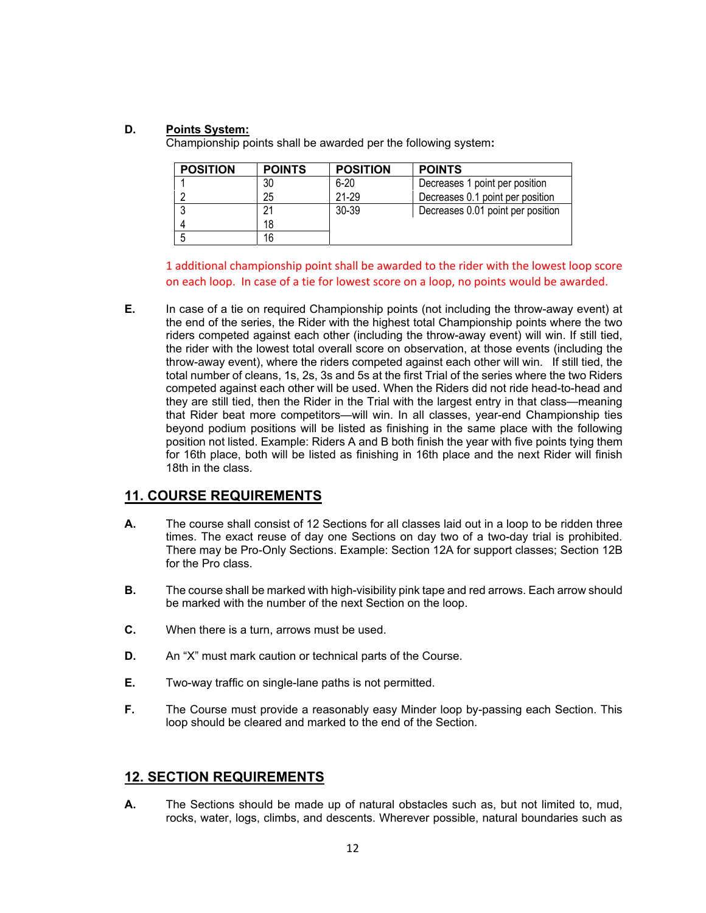**D.** **Points System:**

Championship points shall be awarded per the following system:

| POSITION | POINTS | POSITION | POINTS |
|---|---|---|---|
| 1 | 30 | 6-20 | Decreases 1 point per position |
| 2 | 25 | 21-29 | Decreases 0.1 point per position |
| 3 | 21 | 30-39 | Decreases 0.01 point per position |
| 4 | 18 | | |
| 5 | 16 | | |

1 additional championship point shall be awarded to the rider with the lowest loop score on each loop. In case of a tie for lowest score on a loop, no points would be awarded.

**E.** In case of a tie on required Championship points (not including the throw-away event) at the end of the series, the Rider with the highest total Championship points where the two riders competed against each other (including the throw-away event) will win. If still tied, the rider with the lowest total overall score on observation, at those events (including the throw-away event), where the riders competed against each other will win. If still tied, the total number of cleans, 1s, 2s, 3s and 5s at the first Trial of the series where the two Riders competed against each other will be used. When the Riders did not ride head-to-head and they are still tied, then the Rider in the Trial with the largest entry in that class—meaning that Rider beat more competitors—will win. In all classes, year-end Championship ties beyond podium positions will be listed as finishing in the same place with the following position not listed. Example: Riders A and B both finish the year with five points tying them for 16th place, both will be listed as finishing in 16th place and the next Rider will finish 18th in the class.

## 11. COURSE REQUIREMENTS

**A.** The course shall consist of 12 Sections for all classes laid out in a loop to be ridden three times. The exact reuse of day one Sections on day two of a two-day trial is prohibited. There may be Pro-Only Sections. Example: Section 12A for support classes; Section 12B for the Pro class.

**B.** The course shall be marked with high-visibility pink tape and red arrows. Each arrow should be marked with the number of the next Section on the loop.

**C.** When there is a turn, arrows must be used.

**D.** An "X" must mark caution or technical parts of the Course.

**E.** Two-way traffic on single-lane paths is not permitted.

**F.** The Course must provide a reasonably easy Minder loop by-passing each Section. This loop should be cleared and marked to the end of the Section.

## 12. SECTION REQUIREMENTS

**A.** The Sections should be made up of natural obstacles such as, but not limited to, mud, rocks, water, logs, climbs, and descents. Wherever possible, natural boundaries such as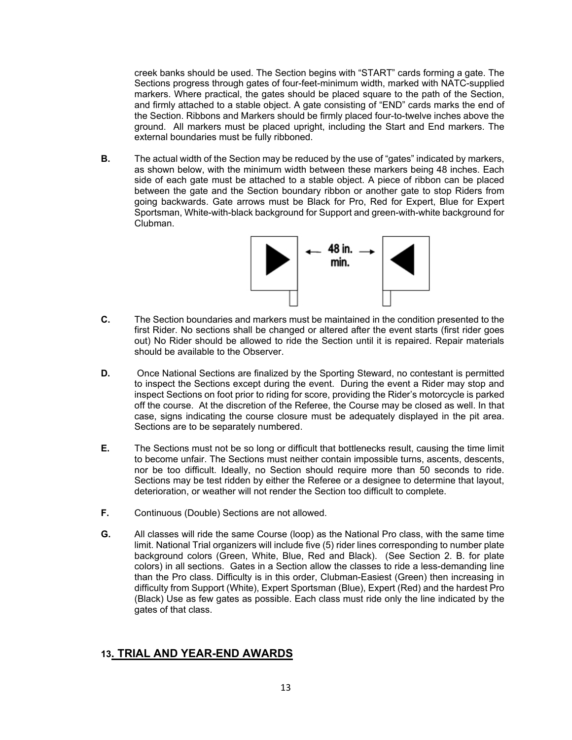creek banks should be used. The Section begins with "START" cards forming a gate. The Sections progress through gates of four-feet-minimum width, marked with NATC-supplied markers. Where practical, the gates should be placed square to the path of the Section, and firmly attached to a stable object. A gate consisting of "END" cards marks the end of the Section. Ribbons and Markers should be firmly placed four-to-twelve inches above the ground. All markers must be placed upright, including the Start and End markers. The external boundaries must be fully ribboned.

**B.** The actual width of the Section may be reduced by the use of "gates" indicated by markers, as shown below, with the minimum width between these markers being 48 inches. Each side of each gate must be attached to a stable object. A piece of ribbon can be placed between the gate and the Section boundary ribbon or another gate to stop Riders from going backwards. Gate arrows must be Black for Pro, Red for Expert, Blue for Expert Sportsman, White-with-black background for Support and green-with-white background for Clubman.

48 in. min.

**C.** The Section boundaries and markers must be maintained in the condition presented to the first Rider. No sections shall be changed or altered after the event starts (first rider goes out) No Rider should be allowed to ride the Section until it is repaired. Repair materials should be available to the Observer.

**D.** Once National Sections are finalized by the Sporting Steward, no contestant is permitted to inspect the Sections except during the event. During the event a Rider may stop and inspect Sections on foot prior to riding for score, providing the Rider's motorcycle is parked off the course. At the discretion of the Referee, the Course may be closed as well. In that case, signs indicating the course closure must be adequately displayed in the pit area. Sections are to be separately numbered.

**E.** The Sections must not be so long or difficult that bottlenecks result, causing the time limit to become unfair. The Sections must neither contain impossible turns, ascents, descents, nor be too difficult. Ideally, no Section should require more than 50 seconds to ride. Sections may be test ridden by either the Referee or a designee to determine that layout, deterioration, or weather will not render the Section too difficult to complete.

**F.** Continuous (Double) Sections are not allowed.

**G.** All classes will ride the same Course (loop) as the National Pro class, with the same time limit. National Trial organizers will include five (5) rider lines corresponding to number plate background colors (Green, White, Blue, Red and Black). (See Section 2. B. for plate colors) in all sections. Gates in a Section allow the classes to ride a less-demanding line than the Pro class. Difficulty is in this order, Clubman-Easiest (Green) then increasing in difficulty from Support (White), Expert Sportsman (Blue), Expert (Red) and the hardest Pro (Black) Use as few gates as possible. Each class must ride only the line indicated by the gates of that class.

## 13. TRIAL AND YEAR-END AWARDS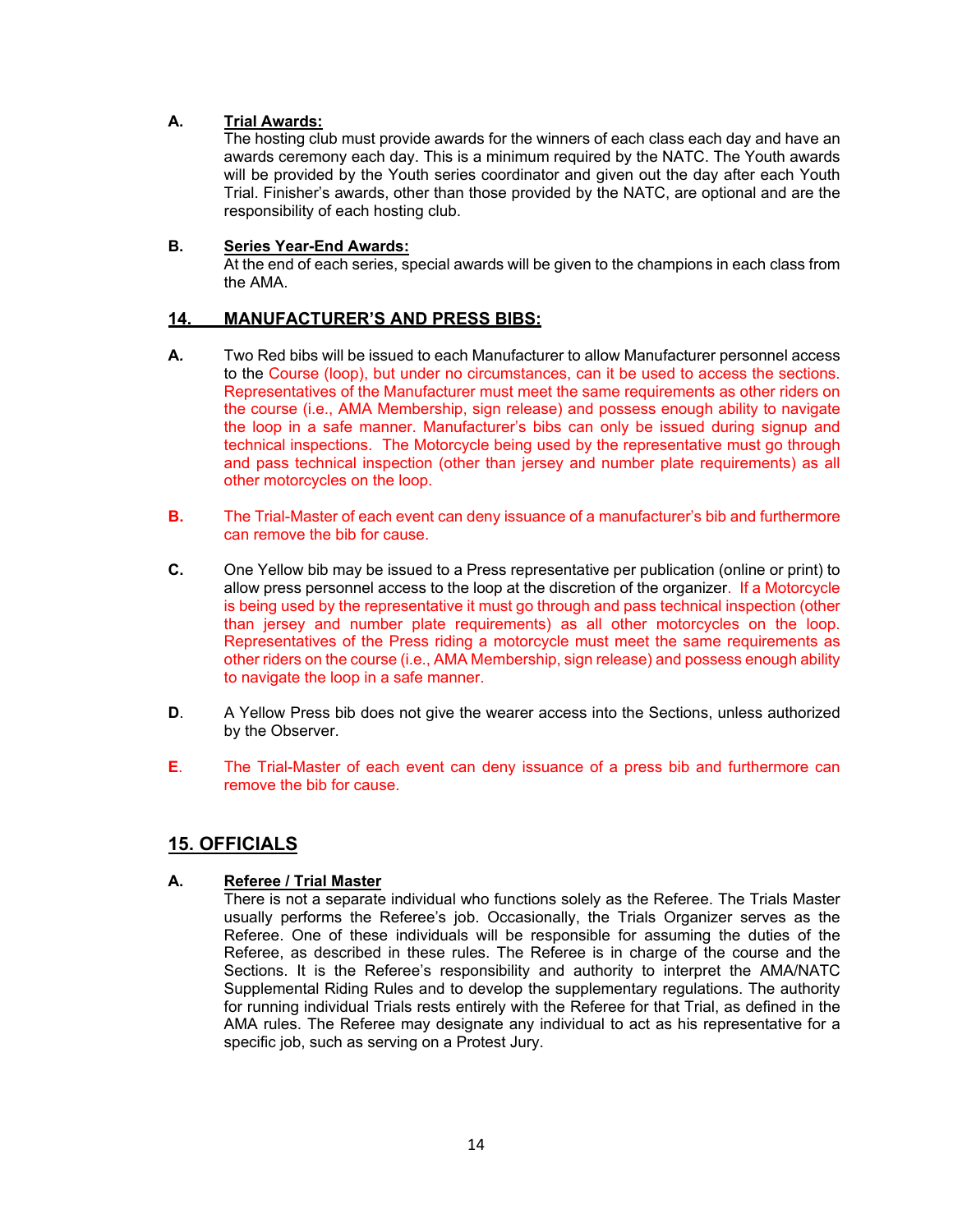**A. Trial Awards:**

The hosting club must provide awards for the winners of each class each day and have an awards ceremony each day. This is a minimum required by the NATC. The Youth awards will be provided by the Youth series coordinator and given out the day after each Youth Trial. Finisher's awards, other than those provided by the NATC, are optional and are the responsibility of each hosting club.

**B. Series Year-End Awards:**

At the end of each series, special awards will be given to the champions in each class from the AMA.

## 14. MANUFACTURER'S AND PRESS BIBS:

**A.** Two Red bibs will be issued to each Manufacturer to allow Manufacturer personnel access to the Course (loop), but under no circumstances, can it be used to access the sections. Representatives of the Manufacturer must meet the same requirements as other riders on the course (i.e., AMA Membership, sign release) and possess enough ability to navigate the loop in a safe manner. Manufacturer's bibs can only be issued during signup and technical inspections. The Motorcycle being used by the representative must go through and pass technical inspection (other than jersey and number plate requirements) as all other motorcycles on the loop.

**B.** The Trial-Master of each event can deny issuance of a manufacturer's bib and furthermore can remove the bib for cause.

**C.** One Yellow bib may be issued to a Press representative per publication (online or print) to allow press personnel access to the loop at the discretion of the organizer. If a Motorcycle is being used by the representative it must go through and pass technical inspection (other than jersey and number plate requirements) as all other motorcycles on the loop. Representatives of the Press riding a motorcycle must meet the same requirements as other riders on the course (i.e., AMA Membership, sign release) and possess enough ability to navigate the loop in a safe manner.

**D.** A Yellow Press bib does not give the wearer access into the Sections, unless authorized by the Observer.

**E.** The Trial-Master of each event can deny issuance of a press bib and furthermore can remove the bib for cause.

## 15. OFFICIALS

**A. Referee / Trial Master**

There is not a separate individual who functions solely as the Referee. The Trials Master usually performs the Referee's job. Occasionally, the Trials Organizer serves as the Referee. One of these individuals will be responsible for assuming the duties of the Referee, as described in these rules. The Referee is in charge of the course and the Sections. It is the Referee's responsibility and authority to interpret the AMA/NATC Supplemental Riding Rules and to develop the supplementary regulations. The authority for running individual Trials rests entirely with the Referee for that Trial, as defined in the AMA rules. The Referee may designate any individual to act as his representative for a specific job, such as serving on a Protest Jury.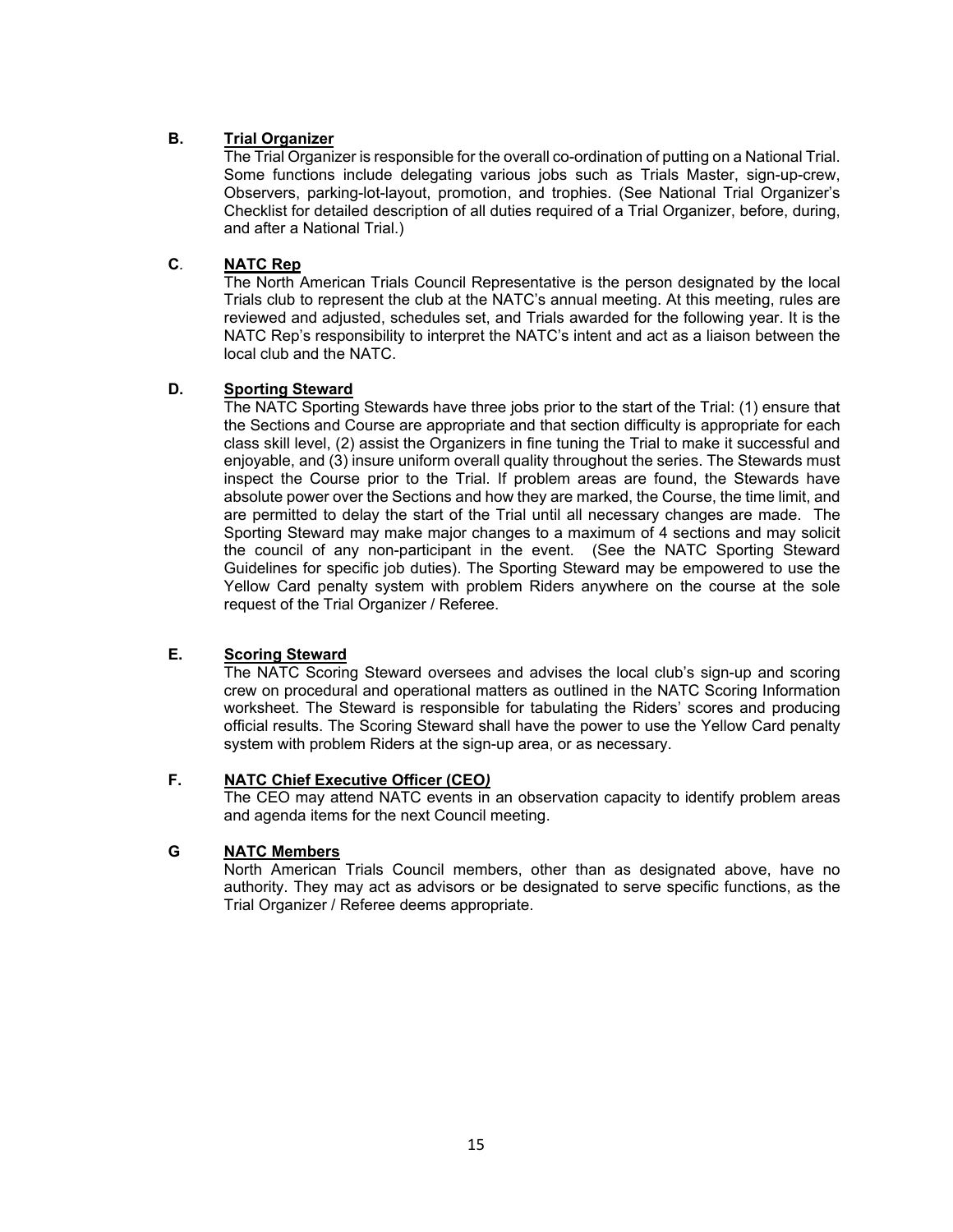**B. Trial Organizer**

The Trial Organizer is responsible for the overall co-ordination of putting on a National Trial. Some functions include delegating various jobs such as Trials Master, sign-up-crew, Observers, parking-lot-layout, promotion, and trophies. (See National Trial Organizer's Checklist for detailed description of all duties required of a Trial Organizer, before, during, and after a National Trial.)

**C. NATC Rep**

The North American Trials Council Representative is the person designated by the local Trials club to represent the club at the NATC's annual meeting. At this meeting, rules are reviewed and adjusted, schedules set, and Trials awarded for the following year. It is the NATC Rep's responsibility to interpret the NATC's intent and act as a liaison between the local club and the NATC.

**D. Sporting Steward**

The NATC Sporting Stewards have three jobs prior to the start of the Trial: (1) ensure that the Sections and Course are appropriate and that section difficulty is appropriate for each class skill level, (2) assist the Organizers in fine tuning the Trial to make it successful and enjoyable, and (3) insure uniform overall quality throughout the series. The Stewards must inspect the Course prior to the Trial. If problem areas are found, the Stewards have absolute power over the Sections and how they are marked, the Course, the time limit, and are permitted to delay the start of the Trial until all necessary changes are made. The Sporting Steward may make major changes to a maximum of 4 sections and may solicit the council of any non-participant in the event. (See the NATC Sporting Steward Guidelines for specific job duties). The Sporting Steward may be empowered to use the Yellow Card penalty system with problem Riders anywhere on the course at the sole request of the Trial Organizer / Referee.

**E. Scoring Steward**

The NATC Scoring Steward oversees and advises the local club's sign-up and scoring crew on procedural and operational matters as outlined in the NATC Scoring Information worksheet. The Steward is responsible for tabulating the Riders' scores and producing official results. The Scoring Steward shall have the power to use the Yellow Card penalty system with problem Riders at the sign-up area, or as necessary.

**F. NATC Chief Executive Officer (CEO)**

The CEO may attend NATC events in an observation capacity to identify problem areas and agenda items for the next Council meeting.

**G NATC Members**

North American Trials Council members, other than as designated above, have no authority. They may act as advisors or be designated to serve specific functions, as the Trial Organizer / Referee deems appropriate.